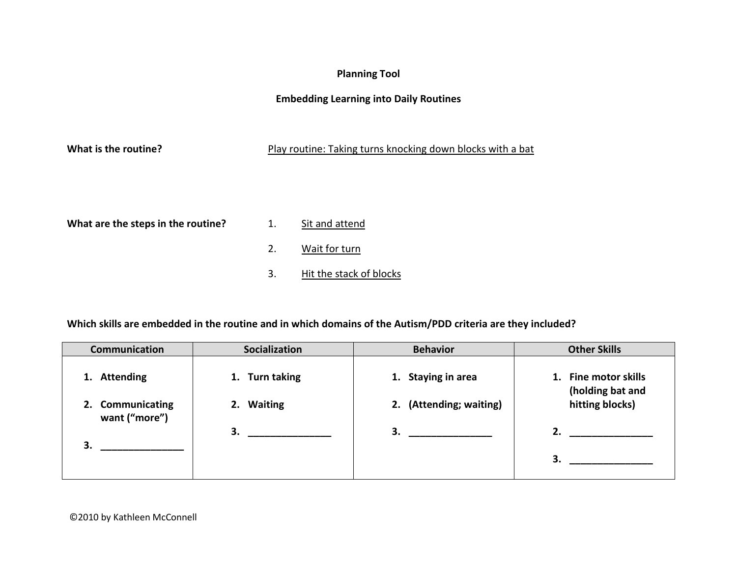# Planning Tool

## Embedding Learning into Daily Routines

**What is the routine?** Play routine: Taking turns knocking down blocks with a bat

**What are the steps in the routine?**

1. Sit and attend
2. Wait for turn
3. Hit the stack of blocks

**Which skills are embedded in the routine and in which domains of the Autism/PDD criteria are they included?**

| Communication | Socialization | Behavior | Other Skills |
|---|---|---|---|
| 1. **Attending** | 1. **Turn taking** | 1. **Staying in area** | 1. **Fine motor skills (holding bat and hitting blocks)** |
| 2. **Communicating want ("more")** | 2. **Waiting** | 2. **(Attending; waiting)** | 2. _______________ |
| 3. _______________ | 3. _______________ | 3. _______________ | 3. _______________ |

©2010 by Kathleen McConnell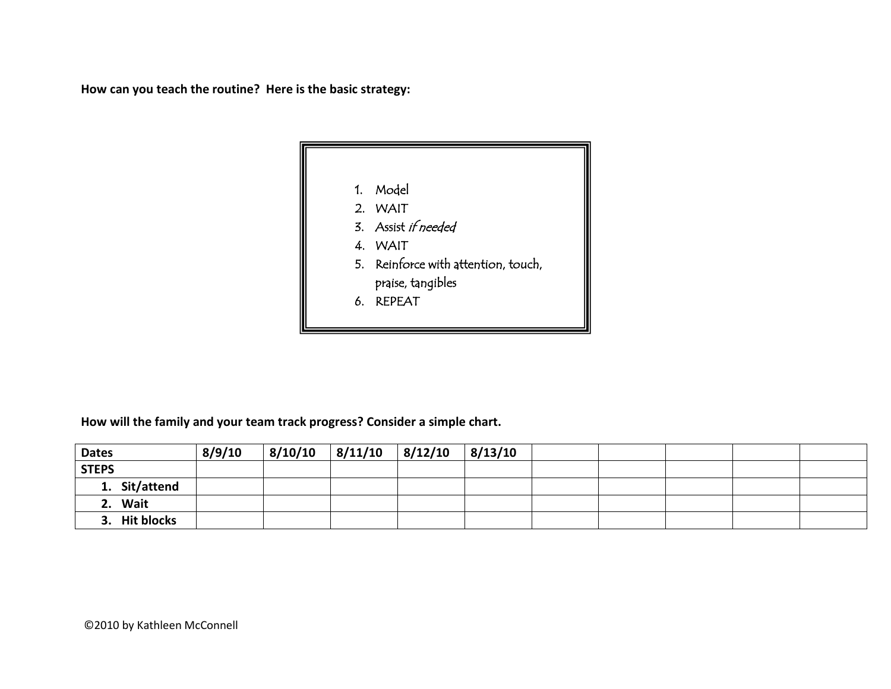**How can you teach the routine? Here is the basic strategy:**

1. Model
2. WAIT
3. Assist *if needed*
4. WAIT
5. Reinforce with attention, touch, praise, tangibles
6. REPEAT

**How will the family and your team track progress? Consider a simple chart.**

| Dates | 8/9/10 | 8/10/10 | 8/11/10 | 8/12/10 | 8/13/10 | | | | | |
|---|---|---|---|---|---|---|---|---|---|---|
| **STEPS** | | | | | | | | | | |
| **1. Sit/attend** | | | | | | | | | | |
| **2. Wait** | | | | | | | | | | |
| **3. Hit blocks** | | | | | | | | | | |

©2010 by Kathleen McConnell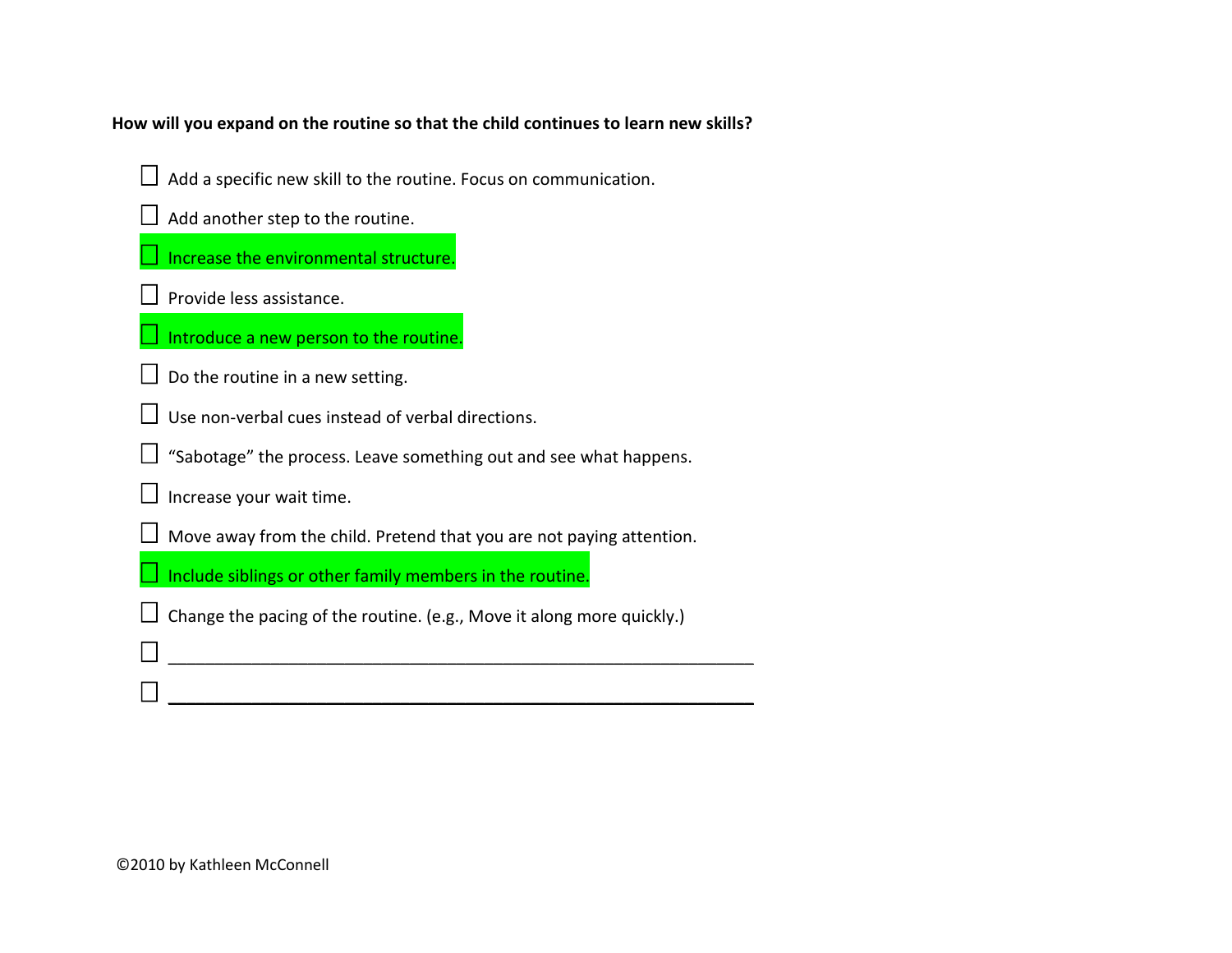**How will you expand on the routine so that the child continues to learn new skills?**

- ☐ Add a specific new skill to the routine. Focus on communication.
- ☐ Add another step to the routine.
- ☐ Increase the environmental structure.
- ☐ Provide less assistance.
- ☐ Introduce a new person to the routine.
- ☐ Do the routine in a new setting.
- ☐ Use non-verbal cues instead of verbal directions.
- ☐ "Sabotage" the process. Leave something out and see what happens.
- ☐ Increase your wait time.
- ☐ Move away from the child. Pretend that you are not paying attention.
- ☐ Include siblings or other family members in the routine.
- ☐ Change the pacing of the routine. (e.g., Move it along more quickly.)
- ☐ ____________________________________________________________
- ☐ ____________________________________________________________

©2010 by Kathleen McConnell